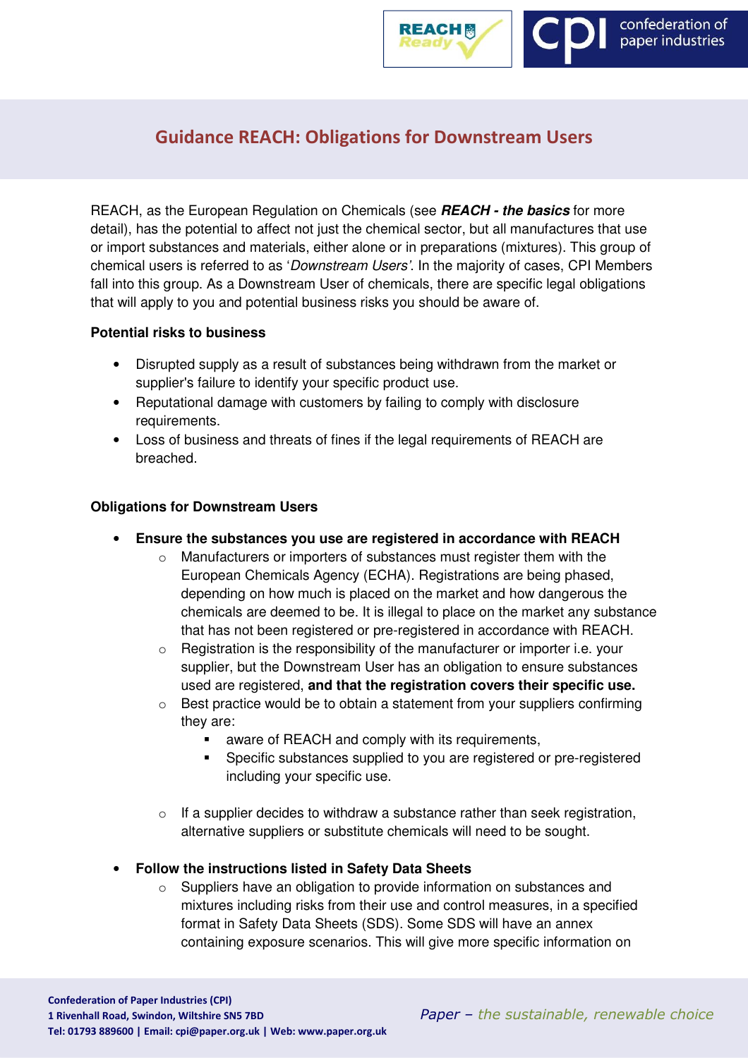# Guidance REACH: Obligations for Downstream Users

REACH, as the European Regulation on Chemicals (see ***REACH - the basics*** for more detail), has the potential to affect not just the chemical sector, but all manufactures that use or import substances and materials, either alone or in preparations (mixtures). This group of chemical users is referred to as '*Downstream Users'*. In the majority of cases, CPI Members fall into this group. As a Downstream User of chemicals, there are specific legal obligations that will apply to you and potential business risks you should be aware of.

**Potential risks to business**

- Disrupted supply as a result of substances being withdrawn from the market or supplier's failure to identify your specific product use.
- Reputational damage with customers by failing to comply with disclosure requirements.
- Loss of business and threats of fines if the legal requirements of REACH are breached.

**Obligations for Downstream Users**

- **Ensure the substances you use are registered in accordance with REACH**
  - Manufacturers or importers of substances must register them with the European Chemicals Agency (ECHA). Registrations are being phased, depending on how much is placed on the market and how dangerous the chemicals are deemed to be. It is illegal to place on the market any substance that has not been registered or pre-registered in accordance with REACH.
  - Registration is the responsibility of the manufacturer or importer i.e. your supplier, but the Downstream User has an obligation to ensure substances used are registered, **and that the registration covers their specific use.**
  - Best practice would be to obtain a statement from your suppliers confirming they are:
    - aware of REACH and comply with its requirements,
    - Specific substances supplied to you are registered or pre-registered including your specific use.
  - If a supplier decides to withdraw a substance rather than seek registration, alternative suppliers or substitute chemicals will need to be sought.
- **Follow the instructions listed in Safety Data Sheets**
  - Suppliers have an obligation to provide information on substances and mixtures including risks from their use and control measures, in a specified format in Safety Data Sheets (SDS). Some SDS will have an annex containing exposure scenarios. This will give more specific information on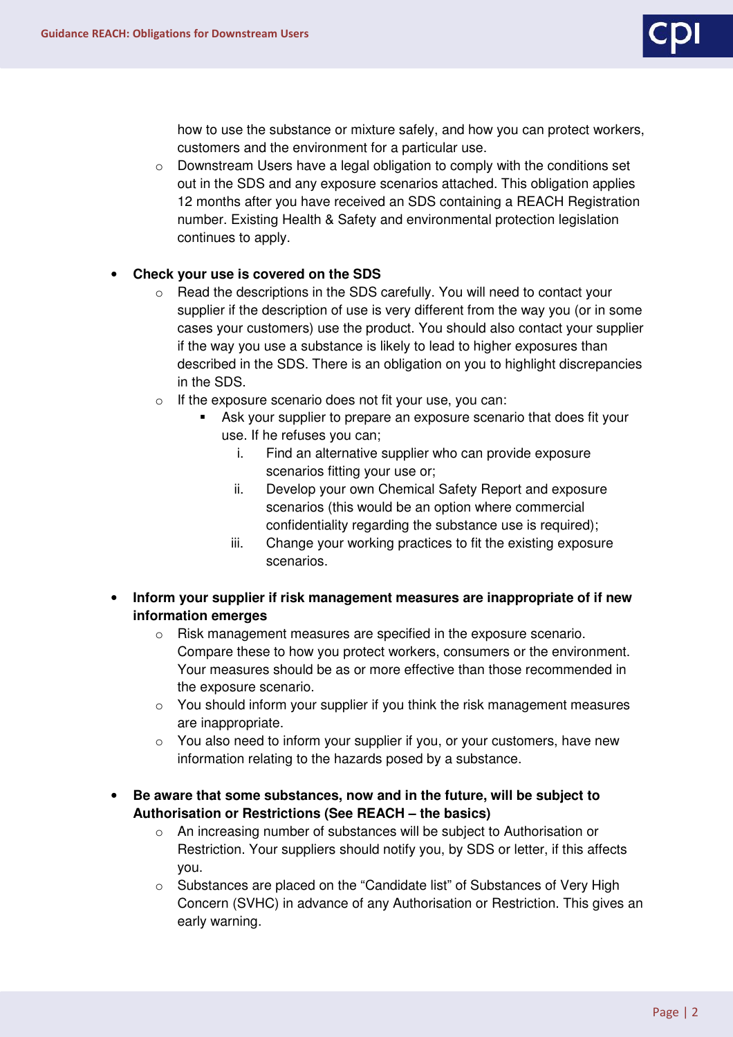how to use the substance or mixture safely, and how you can protect workers, customers and the environment for a particular use.

- Downstream Users have a legal obligation to comply with the conditions set out in the SDS and any exposure scenarios attached. This obligation applies 12 months after you have received an SDS containing a REACH Registration number. Existing Health & Safety and environmental protection legislation continues to apply.

- **Check your use is covered on the SDS**
  - Read the descriptions in the SDS carefully. You will need to contact your supplier if the description of use is very different from the way you (or in some cases your customers) use the product. You should also contact your supplier if the way you use a substance is likely to lead to higher exposures than described in the SDS. There is an obligation on you to highlight discrepancies in the SDS.
  - If the exposure scenario does not fit your use, you can:
    - Ask your supplier to prepare an exposure scenario that does fit your use. If he refuses you can;
      1. Find an alternative supplier who can provide exposure scenarios fitting your use or;
      2. Develop your own Chemical Safety Report and exposure scenarios (this would be an option where commercial confidentiality regarding the substance use is required);
      3. Change your working practices to fit the existing exposure scenarios.

- **Inform your supplier if risk management measures are inappropriate of if new information emerges**
  - Risk management measures are specified in the exposure scenario. Compare these to how you protect workers, consumers or the environment. Your measures should be as or more effective than those recommended in the exposure scenario.
  - You should inform your supplier if you think the risk management measures are inappropriate.
  - You also need to inform your supplier if you, or your customers, have new information relating to the hazards posed by a substance.

- **Be aware that some substances, now and in the future, will be subject to Authorisation or Restrictions (See REACH – the basics)**
  - An increasing number of substances will be subject to Authorisation or Restriction. Your suppliers should notify you, by SDS or letter, if this affects you.
  - Substances are placed on the “Candidate list” of Substances of Very High Concern (SVHC) in advance of any Authorisation or Restriction. This gives an early warning.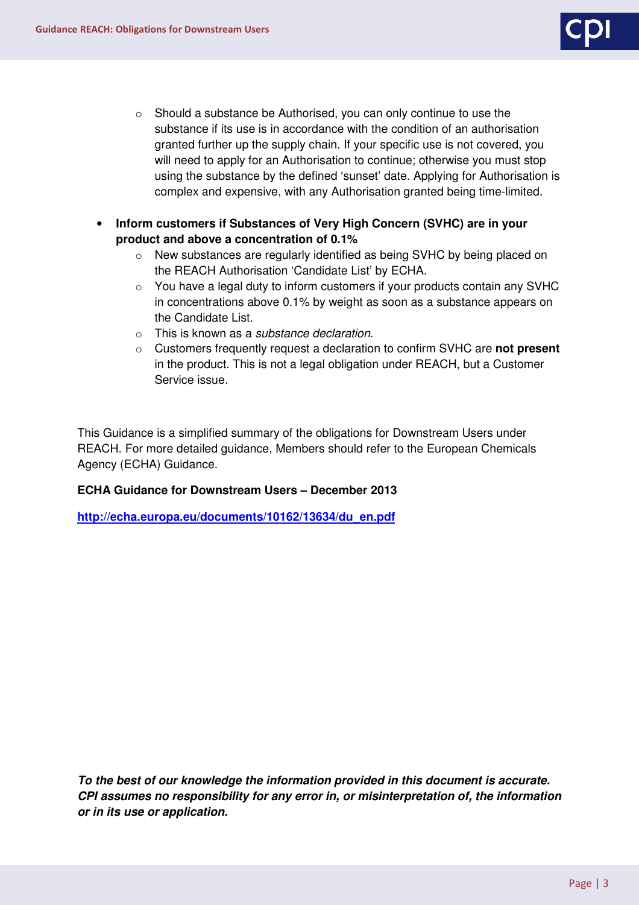- Should a substance be Authorised, you can only continue to use the substance if its use is in accordance with the condition of an authorisation granted further up the supply chain. If your specific use is not covered, you will need to apply for an Authorisation to continue; otherwise you must stop using the substance by the defined 'sunset' date. Applying for Authorisation is complex and expensive, with any Authorisation granted being time-limited.

- **Inform customers if Substances of Very High Concern (SVHC) are in your product and above a concentration of 0.1%**
  - New substances are regularly identified as being SVHC by being placed on the REACH Authorisation 'Candidate List' by ECHA.
  - You have a legal duty to inform customers if your products contain any SVHC in concentrations above 0.1% by weight as soon as a substance appears on the Candidate List.
  - This is known as a *substance declaration*.
  - Customers frequently request a declaration to confirm SVHC are **not present** in the product. This is not a legal obligation under REACH, but a Customer Service issue.

This Guidance is a simplified summary of the obligations for Downstream Users under REACH. For more detailed guidance, Members should refer to the European Chemicals Agency (ECHA) Guidance.

**ECHA Guidance for Downstream Users – December 2013**

**http://echa.europa.eu/documents/10162/13634/du_en.pdf**

***To the best of our knowledge the information provided in this document is accurate. CPI assumes no responsibility for any error in, or misinterpretation of, the information or in its use or application.***